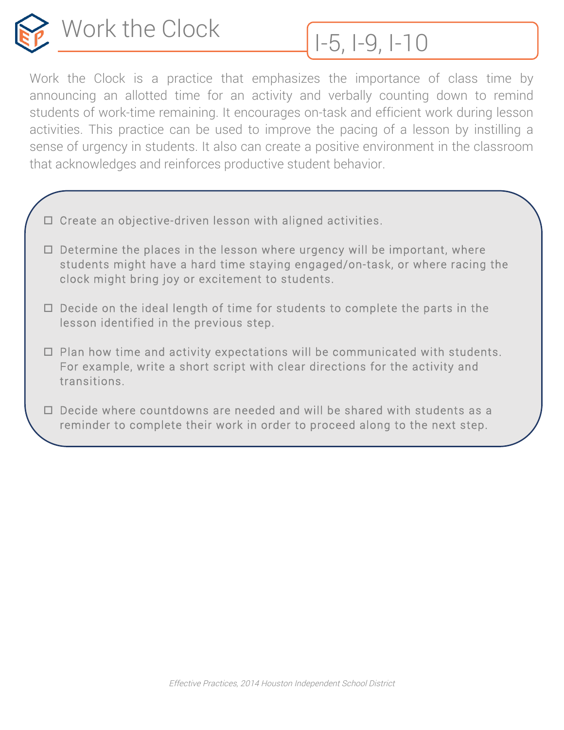# Work the Clock

I-5, I-9, I-10

Work the Clock is a practice that emphasizes the importance of class time by announcing an allotted time for an activity and verbally counting down to remind students of work-time remaining. It encourages on-task and efficient work during lesson activities. This practice can be used to improve the pacing of a lesson by instilling a sense of urgency in students. It also can create a positive environment in the classroom that acknowledges and reinforces productive student behavior.

- ☐ Create an objective-driven lesson with aligned activities.
- ☐ Determine the places in the lesson where urgency will be important, where students might have a hard time staying engaged/on-task, or where racing the clock might bring joy or excitement to students.
- ☐ Decide on the ideal length of time for students to complete the parts in the lesson identified in the previous step.
- ☐ Plan how time and activity expectations will be communicated with students. For example, write a short script with clear directions for the activity and transitions.
- ☐ Decide where countdowns are needed and will be shared with students as a reminder to complete their work in order to proceed along to the next step.

*Effective Practices, 2014 Houston Independent School District*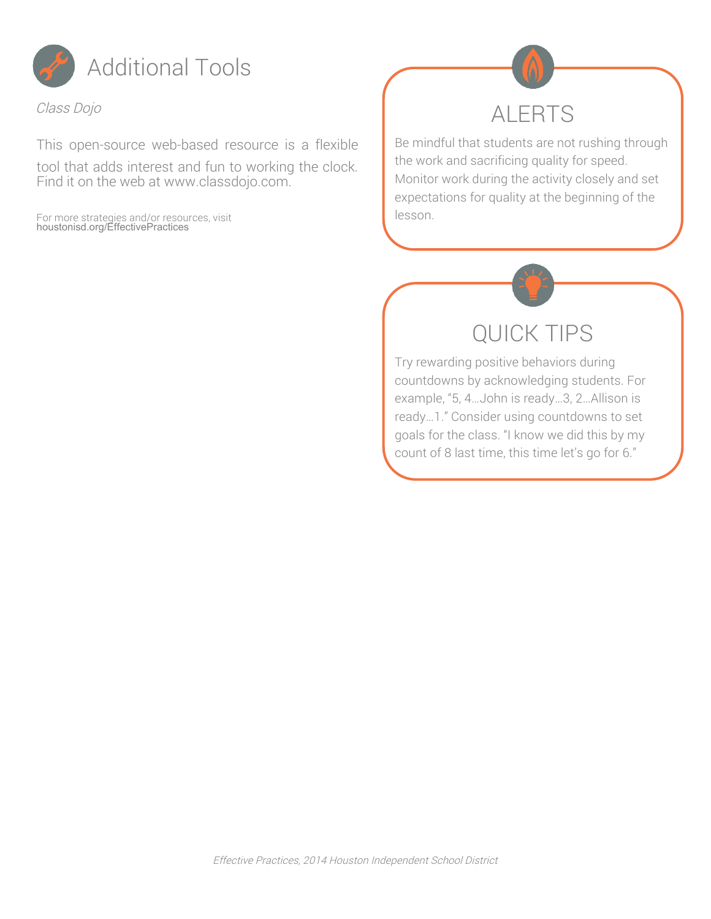## Additional Tools

*Class Dojo*

This open-source web-based resource is a flexible tool that adds interest and fun to working the clock. Find it on the web at www.classdojo.com.

For more strategies and/or resources, visit houstonisd.org/EffectivePractices

## ALERTS

Be mindful that students are not rushing through the work and sacrificing quality for speed. Monitor work during the activity closely and set expectations for quality at the beginning of the lesson.

## QUICK TIPS

Try rewarding positive behaviors during countdowns by acknowledging students. For example, "5, 4…John is ready…3, 2…Allison is ready…1." Consider using countdowns to set goals for the class. "I know we did this by my count of 8 last time, this time let's go for 6."

*Effective Practices, 2014 Houston Independent School District*